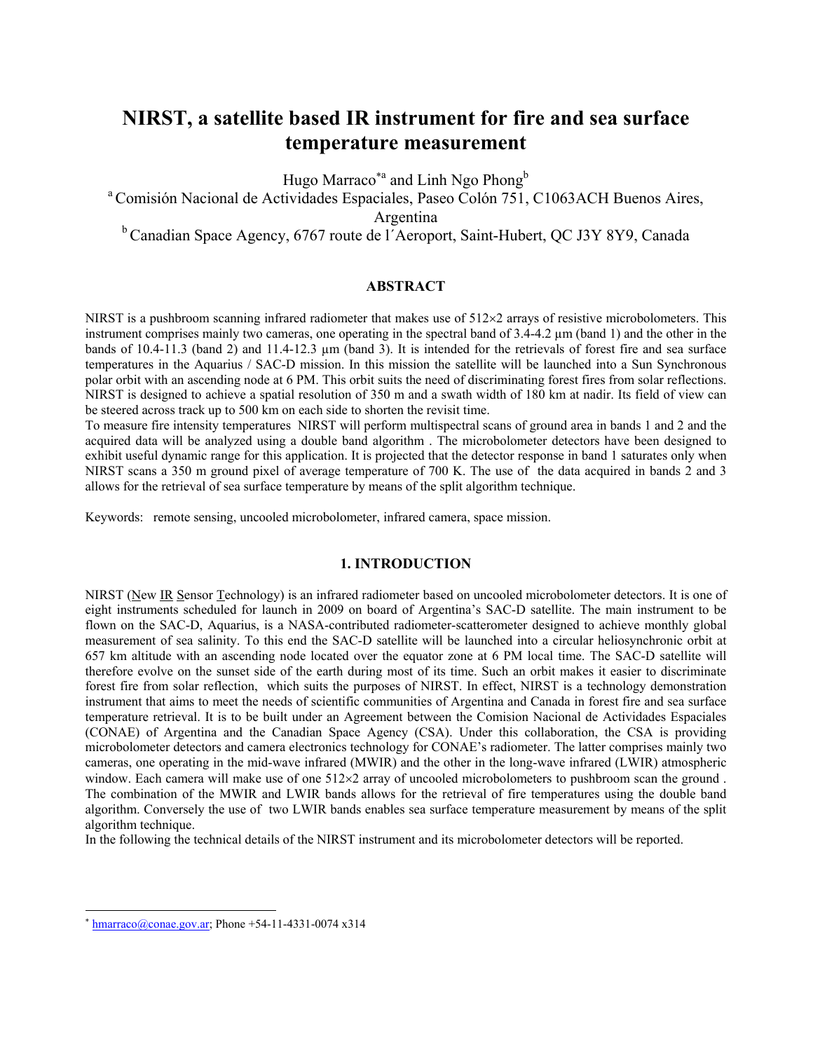# NIRST, a satellite based IR instrument for fire and sea surface temperature measurement

Hugo Marraco[*a] and Linh Ngo Phong[b]

[a] Comisión Nacional de Actividades Espaciales, Paseo Colón 751, C1063ACH Buenos Aires, Argentina

[b] Canadian Space Agency, 6767 route de l´Aeroport, Saint-Hubert, QC J3Y 8Y9, Canada

## ABSTRACT

NIRST is a pushbroom scanning infrared radiometer that makes use of 512×2 arrays of resistive microbolometers. This instrument comprises mainly two cameras, one operating in the spectral band of 3.4-4.2 µm (band 1) and the other in the bands of 10.4-11.3 (band 2) and 11.4-12.3 µm (band 3). It is intended for the retrievals of forest fire and sea surface temperatures in the Aquarius / SAC-D mission. In this mission the satellite will be launched into a Sun Synchronous polar orbit with an ascending node at 6 PM. This orbit suits the need of discriminating forest fires from solar reflections. NIRST is designed to achieve a spatial resolution of 350 m and a swath width of 180 km at nadir. Its field of view can be steered across track up to 500 km on each side to shorten the revisit time.

To measure fire intensity temperatures NIRST will perform multispectral scans of ground area in bands 1 and 2 and the acquired data will be analyzed using a double band algorithm . The microbolometer detectors have been designed to exhibit useful dynamic range for this application. It is projected that the detector response in band 1 saturates only when NIRST scans a 350 m ground pixel of average temperature of 700 K. The use of the data acquired in bands 2 and 3 allows for the retrieval of sea surface temperature by means of the split algorithm technique.

Keywords: remote sensing, uncooled microbolometer, infrared camera, space mission.

## 1. INTRODUCTION

NIRST (New IR Sensor Technology) is an infrared radiometer based on uncooled microbolometer detectors. It is one of eight instruments scheduled for launch in 2009 on board of Argentina's SAC-D satellite. The main instrument to be flown on the SAC-D, Aquarius, is a NASA-contributed radiometer-scatterometer designed to achieve monthly global measurement of sea salinity. To this end the SAC-D satellite will be launched into a circular heliosynchronic orbit at 657 km altitude with an ascending node located over the equator zone at 6 PM local time. The SAC-D satellite will therefore evolve on the sunset side of the earth during most of its time. Such an orbit makes it easier to discriminate forest fire from solar reflection, which suits the purposes of NIRST. In effect, NIRST is a technology demonstration instrument that aims to meet the needs of scientific communities of Argentina and Canada in forest fire and sea surface temperature retrieval. It is to be built under an Agreement between the Comision Nacional de Actividades Espaciales (CONAE) of Argentina and the Canadian Space Agency (CSA). Under this collaboration, the CSA is providing microbolometer detectors and camera electronics technology for CONAE's radiometer. The latter comprises mainly two cameras, one operating in the mid-wave infrared (MWIR) and the other in the long-wave infrared (LWIR) atmospheric window. Each camera will make use of one 512×2 array of uncooled microbolometers to pushbroom scan the ground . The combination of the MWIR and LWIR bands allows for the retrieval of fire temperatures using the double band algorithm. Conversely the use of two LWIR bands enables sea surface temperature measurement by means of the split algorithm technique.

In the following the technical details of the NIRST instrument and its microbolometer detectors will be reported.

[*] hmarraco@conae.gov.ar; Phone +54-11-4331-0074 x314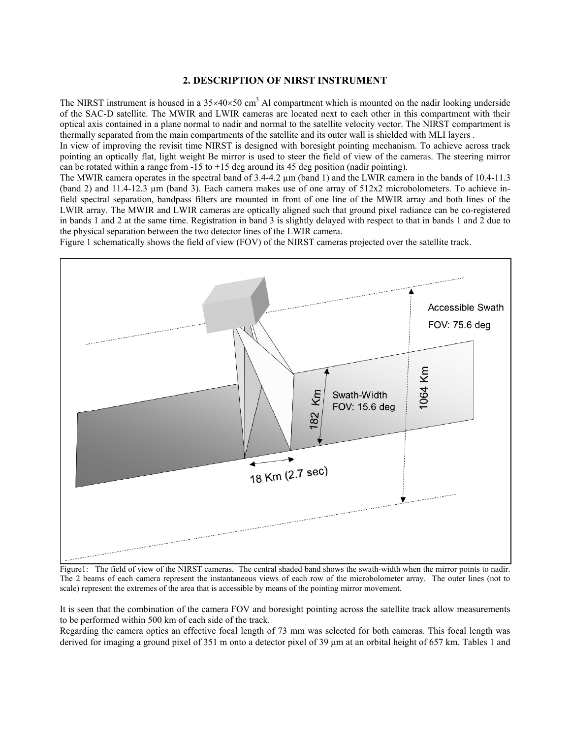## 2. DESCRIPTION OF NIRST INSTRUMENT

The NIRST instrument is housed in a 35×40×50 $cm^3$ Al compartment which is mounted on the nadir looking underside of the SAC-D satellite. The MWIR and LWIR cameras are located next to each other in this compartment with their optical axis contained in a plane normal to nadir and normal to the satellite velocity vector. The NIRST compartment is thermally separated from the main compartments of the satellite and its outer wall is shielded with MLI layers .

In view of improving the revisit time NIRST is designed with boresight pointing mechanism. To achieve across track pointing an optically flat, light weight Be mirror is used to steer the field of view of the cameras. The steering mirror can be rotated within a range from -15 to +15 deg around its 45 deg position (nadir pointing).

The MWIR camera operates in the spectral band of 3.4-4.2 µm (band 1) and the LWIR camera in the bands of 10.4-11.3 (band 2) and 11.4-12.3 µm (band 3). Each camera makes use of one array of 512x2 microbolometers. To achieve in-field spectral separation, bandpass filters are mounted in front of one line of the MWIR array and both lines of the LWIR array. The MWIR and LWIR cameras are optically aligned such that ground pixel radiance can be co-registered in bands 1 and 2 at the same time. Registration in band 3 is slightly delayed with respect to that in bands 1 and 2 due to the physical separation between the two detector lines of the LWIR camera.

Figure 1 schematically shows the field of view (FOV) of the NIRST cameras projected over the satellite track.

Figure1: The field of view of the NIRST cameras. The central shaded band shows the swath-width when the mirror points to nadir. The 2 beams of each camera represent the instantaneous views of each row of the microbolometer array. The outer lines (not to scale) represent the extremes of the area that is accessible by means of the pointing mirror movement.

It is seen that the combination of the camera FOV and boresight pointing across the satellite track allow measurements to be performed within 500 km of each side of the track.

Regarding the camera optics an effective focal length of 73 mm was selected for both cameras. This focal length was derived for imaging a ground pixel of 351 m onto a detector pixel of 39 µm at an orbital height of 657 km. Tables 1 and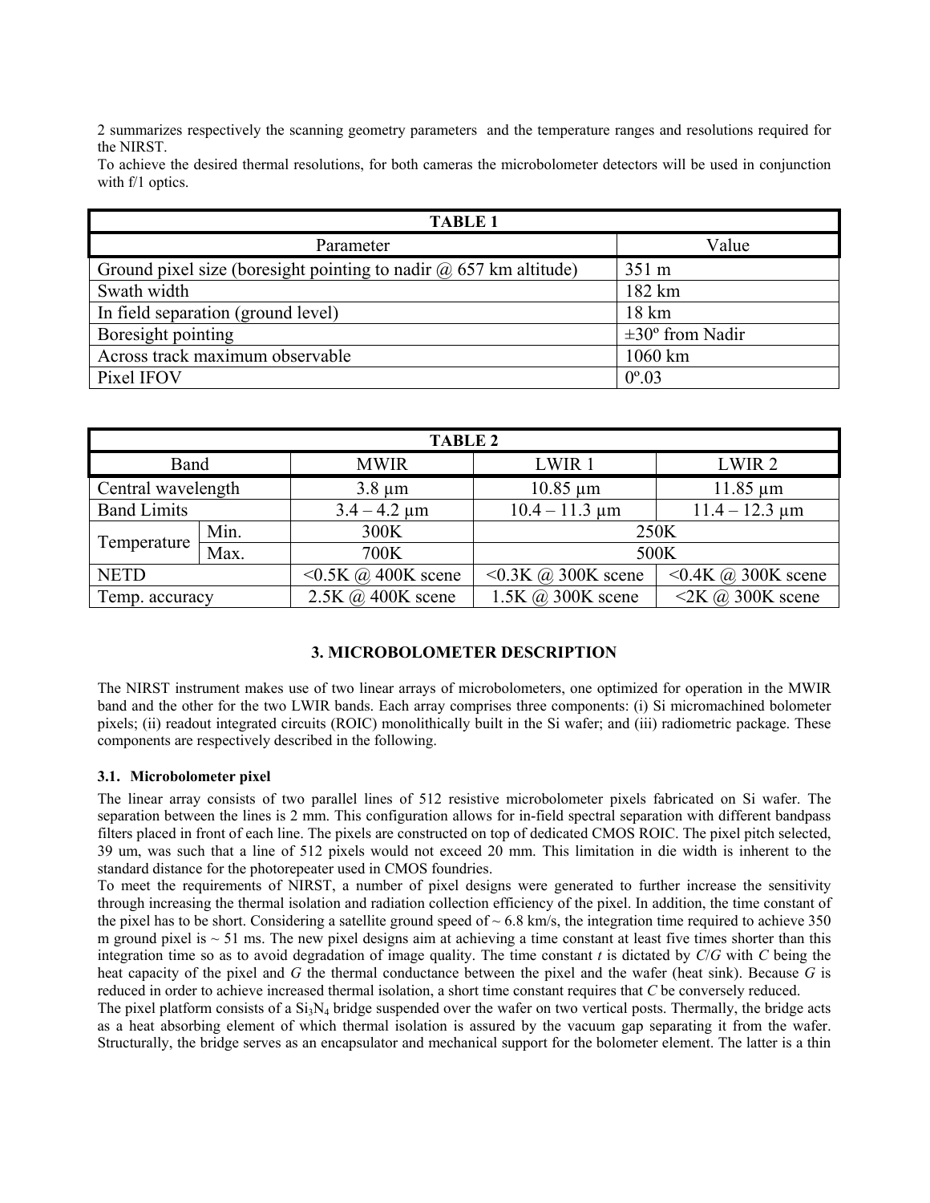2 summarizes respectively the scanning geometry parameters and the temperature ranges and resolutions required for the NIRST.

To achieve the desired thermal resolutions, for both cameras the microbolometer detectors will be used in conjunction with f/1 optics.

| TABLE 1 | |
|---|---|
| Parameter | Value |
| Ground pixel size (boresight pointing to nadir @ 657 km altitude) | 351 m |
| Swath width | 182 km |
| In field separation (ground level) | 18 km |
| Boresight pointing | ±30º from Nadir |
| Across track maximum observable | 1060 km |
| Pixel IFOV | 0º.03 |

| TABLE 2 | | | | |
|---|---|---|---|---|
| Band | | MWIR | LWIR 1 | LWIR 2 |
| Central wavelength | | 3.8 μm | 10.85 μm | 11.85 μm |
| Band Limits | | 3.4 – 4.2 μm | 10.4 – 11.3 μm | 11.4 – 12.3 μm |
| Temperature | Min. | 300K | 250K | |
| | Max. | 700K | 500K | |
| NETD | | <0.5K @ 400K scene | <0.3K @ 300K scene | <0.4K @ 300K scene |
| Temp. accuracy | | 2.5K @ 400K scene | 1.5K @ 300K scene | <2K @ 300K scene |

## 3. MICROBOLOMETER DESCRIPTION

The NIRST instrument makes use of two linear arrays of microbolometers, one optimized for operation in the MWIR band and the other for the two LWIR bands. Each array comprises three components: (i) Si micromachined bolometer pixels; (ii) readout integrated circuits (ROIC) monolithically built in the Si wafer; and (iii) radiometric package. These components are respectively described in the following.

### 3.1. Microbolometer pixel

The linear array consists of two parallel lines of 512 resistive microbolometer pixels fabricated on Si wafer. The separation between the lines is 2 mm. This configuration allows for in-field spectral separation with different bandpass filters placed in front of each line. The pixels are constructed on top of dedicated CMOS ROIC. The pixel pitch selected, 39 um, was such that a line of 512 pixels would not exceed 20 mm. This limitation in die width is inherent to the standard distance for the photorepeater used in CMOS foundries.

To meet the requirements of NIRST, a number of pixel designs were generated to further increase the sensitivity through increasing the thermal isolation and radiation collection efficiency of the pixel. In addition, the time constant of the pixel has to be short. Considering a satellite ground speed of ~ 6.8 km/s, the integration time required to achieve 350 m ground pixel is ~ 51 ms. The new pixel designs aim at achieving a time constant at least five times shorter than this integration time so as to avoid degradation of image quality. The time constant $t$ is dictated by $C/G$ with $C$ being the heat capacity of the pixel and $G$ the thermal conductance between the pixel and the wafer (heat sink). Because $G$ is reduced in order to achieve increased thermal isolation, a short time constant requires that $C$ be conversely reduced.

The pixel platform consists of a $Si_3N_4$ bridge suspended over the wafer on two vertical posts. Thermally, the bridge acts as a heat absorbing element of which thermal isolation is assured by the vacuum gap separating it from the wafer. Structurally, the bridge serves as an encapsulator and mechanical support for the bolometer element. The latter is a thin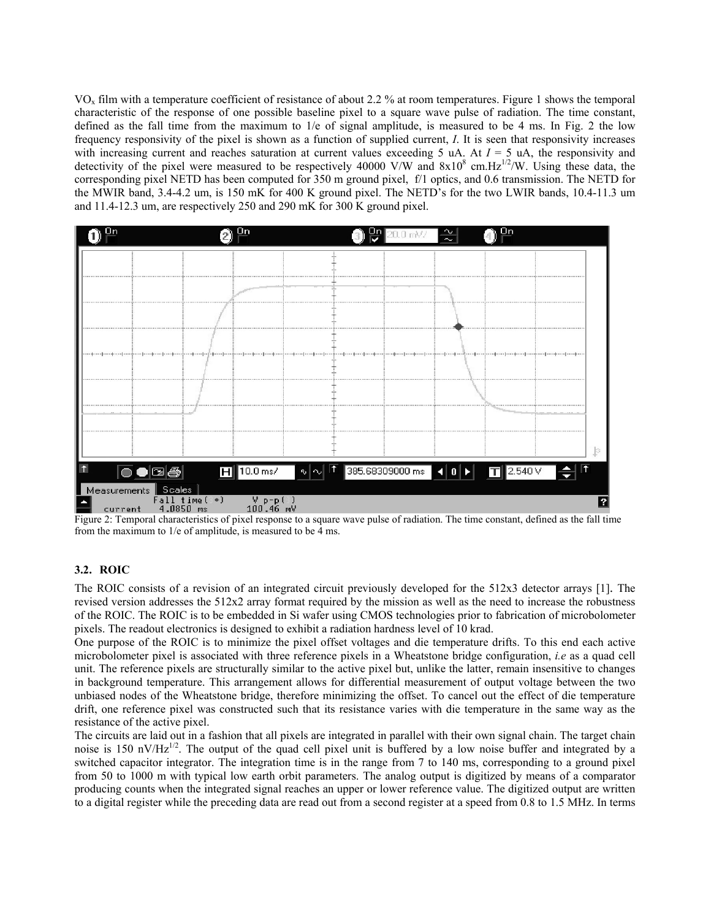$VO_x$ film with a temperature coefficient of resistance of about 2.2 % at room temperatures. Figure 1 shows the temporal characteristic of the response of one possible baseline pixel to a square wave pulse of radiation. The time constant, defined as the fall time from the maximum to 1/e of signal amplitude, is measured to be 4 ms. In Fig. 2 the low frequency responsivity of the pixel is shown as a function of supplied current, *I*. It is seen that responsivity increases with increasing current and reaches saturation at current values exceeding 5 uA. At $I$ = 5 uA, the responsivity and detectivity of the pixel were measured to be respectively 40000 V/W and $8 \times 10^8$ cm.Hz$^{1/2}$/W. Using these data, the corresponding pixel NETD has been computed for 350 m ground pixel, f/1 optics, and 0.6 transmission. The NETD for the MWIR band, 3.4-4.2 um, is 150 mK for 400 K ground pixel. The NETD's for the two LWIR bands, 10.4-11.3 um and 11.4-12.3 um, are respectively 250 and 290 mK for 300 K ground pixel.

Figure 2: Temporal characteristics of pixel response to a square wave pulse of radiation. The time constant, defined as the fall time from the maximum to 1/e of amplitude, is measured to be 4 ms.

### 3.2. ROIC

The ROIC consists of a revision of an integrated circuit previously developed for the 512x3 detector arrays [1]. The revised version addresses the 512x2 array format required by the mission as well as the need to increase the robustness of the ROIC. The ROIC is to be embedded in Si wafer using CMOS technologies prior to fabrication of microbolometer pixels. The readout electronics is designed to exhibit a radiation hardness level of 10 krad.

One purpose of the ROIC is to minimize the pixel offset voltages and die temperature drifts. To this end each active microbolometer pixel is associated with three reference pixels in a Wheatstone bridge configuration, *i.e* as a quad cell unit. The reference pixels are structurally similar to the active pixel but, unlike the latter, remain insensitive to changes in background temperature. This arrangement allows for differential measurement of output voltage between the two unbiased nodes of the Wheatstone bridge, therefore minimizing the offset. To cancel out the effect of die temperature drift, one reference pixel was constructed such that its resistance varies with die temperature in the same way as the resistance of the active pixel.

The circuits are laid out in a fashion that all pixels are integrated in parallel with their own signal chain. The target chain noise is 150 nV/Hz$^{1/2}$. The output of the quad cell pixel unit is buffered by a low noise buffer and integrated by a switched capacitor integrator. The integration time is in the range from 7 to 140 ms, corresponding to a ground pixel from 50 to 1000 m with typical low earth orbit parameters. The analog output is digitized by means of a comparator producing counts when the integrated signal reaches an upper or lower reference value. The digitized output are written to a digital register while the preceding data are read out from a second register at a speed from 0.8 to 1.5 MHz. In terms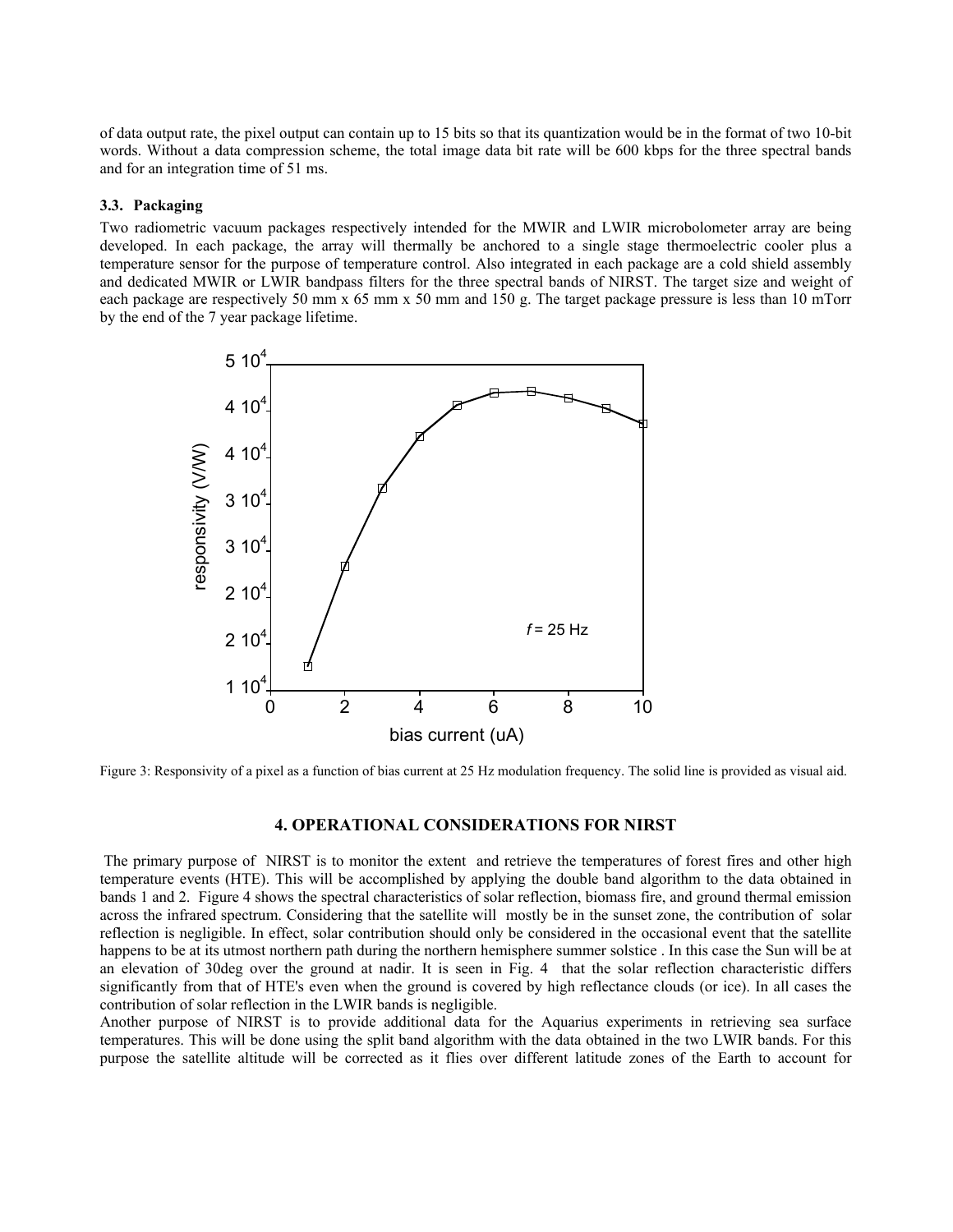of data output rate, the pixel output can contain up to 15 bits so that its quantization would be in the format of two 10-bit words. Without a data compression scheme, the total image data bit rate will be 600 kbps for the three spectral bands and for an integration time of 51 ms.

### 3.3. Packaging

Two radiometric vacuum packages respectively intended for the MWIR and LWIR microbolometer array are being developed. In each package, the array will thermally be anchored to a single stage thermoelectric cooler plus a temperature sensor for the purpose of temperature control. Also integrated in each package are a cold shield assembly and dedicated MWIR or LWIR bandpass filters for the three spectral bands of NIRST. The target size and weight of each package are respectively 50 mm x 65 mm x 50 mm and 150 g. The target package pressure is less than 10 mTorr by the end of the 7 year package lifetime.

Figure 3: Responsivity of a pixel as a function of bias current at 25 Hz modulation frequency. The solid line is provided as visual aid.

## 4. OPERATIONAL CONSIDERATIONS FOR NIRST

The primary purpose of NIRST is to monitor the extent and retrieve the temperatures of forest fires and other high temperature events (HTE). This will be accomplished by applying the double band algorithm to the data obtained in bands 1 and 2. Figure 4 shows the spectral characteristics of solar reflection, biomass fire, and ground thermal emission across the infrared spectrum. Considering that the satellite will mostly be in the sunset zone, the contribution of solar reflection is negligible. In effect, solar contribution should only be considered in the occasional event that the satellite happens to be at its utmost northern path during the northern hemisphere summer solstice . In this case the Sun will be at an elevation of 30deg over the ground at nadir. It is seen in Fig. 4 that the solar reflection characteristic differs significantly from that of HTE's even when the ground is covered by high reflectance clouds (or ice). In all cases the contribution of solar reflection in the LWIR bands is negligible.

Another purpose of NIRST is to provide additional data for the Aquarius experiments in retrieving sea surface temperatures. This will be done using the split band algorithm with the data obtained in the two LWIR bands. For this purpose the satellite altitude will be corrected as it flies over different latitude zones of the Earth to account for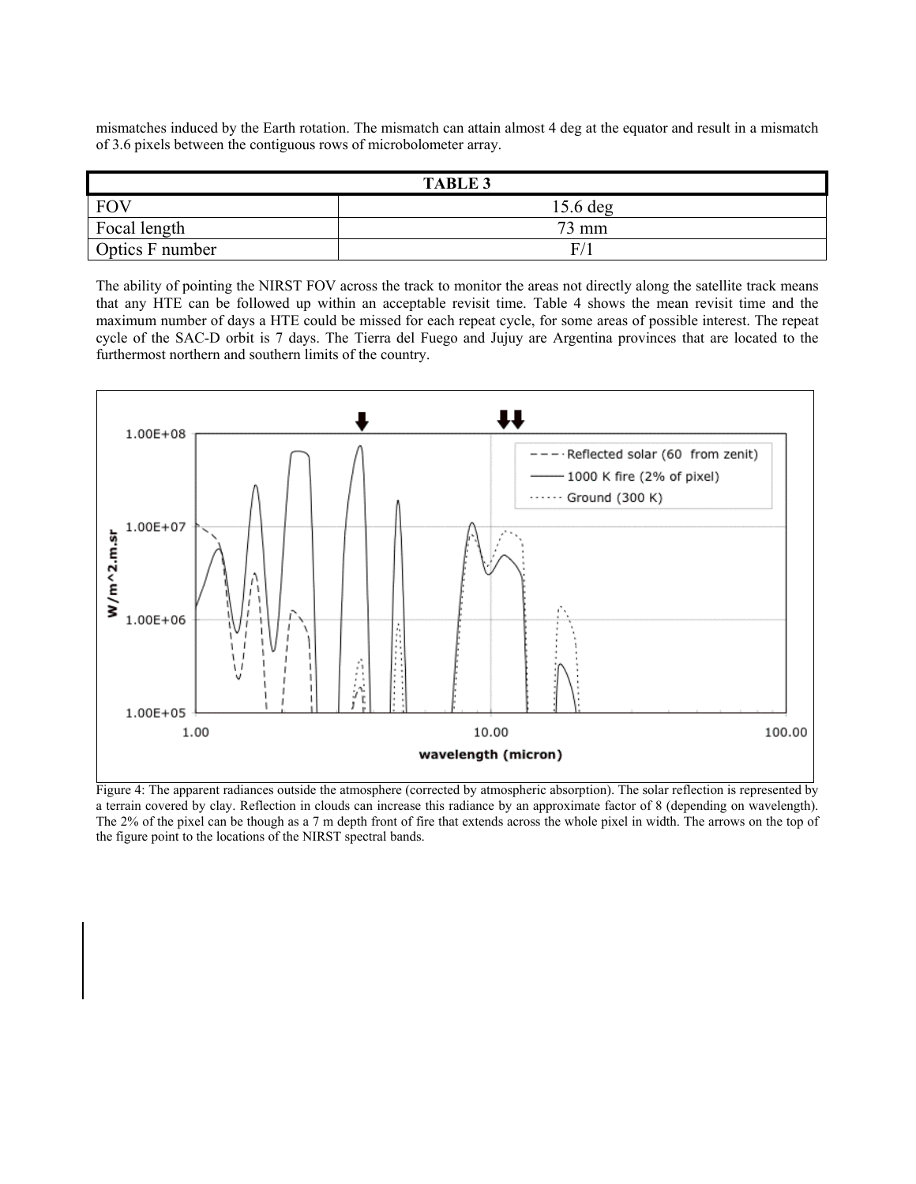mismatches induced by the Earth rotation. The mismatch can attain almost 4 deg at the equator and result in a mismatch of 3.6 pixels between the contiguous rows of microbolometer array.

| TABLE 3 | |
|---|---|
| FOV | 15.6 deg |
| Focal length | 73 mm |
| Optics F number | F/1 |

The ability of pointing the NIRST FOV across the track to monitor the areas not directly along the satellite track means that any HTE can be followed up within an acceptable revisit time. Table 4 shows the mean revisit time and the maximum number of days a HTE could be missed for each repeat cycle, for some areas of possible interest. The repeat cycle of the SAC-D orbit is 7 days. The Tierra del Fuego and Jujuy are Argentina provinces that are located to the furthermost northern and southern limits of the country.

Figure 4: The apparent radiances outside the atmosphere (corrected by atmospheric absorption). The solar reflection is represented by a terrain covered by clay. Reflection in clouds can increase this radiance by an approximate factor of 8 (depending on wavelength). The 2% of the pixel can be though as a 7 m depth front of fire that extends across the whole pixel in width. The arrows on the top of the figure point to the locations of the NIRST spectral bands.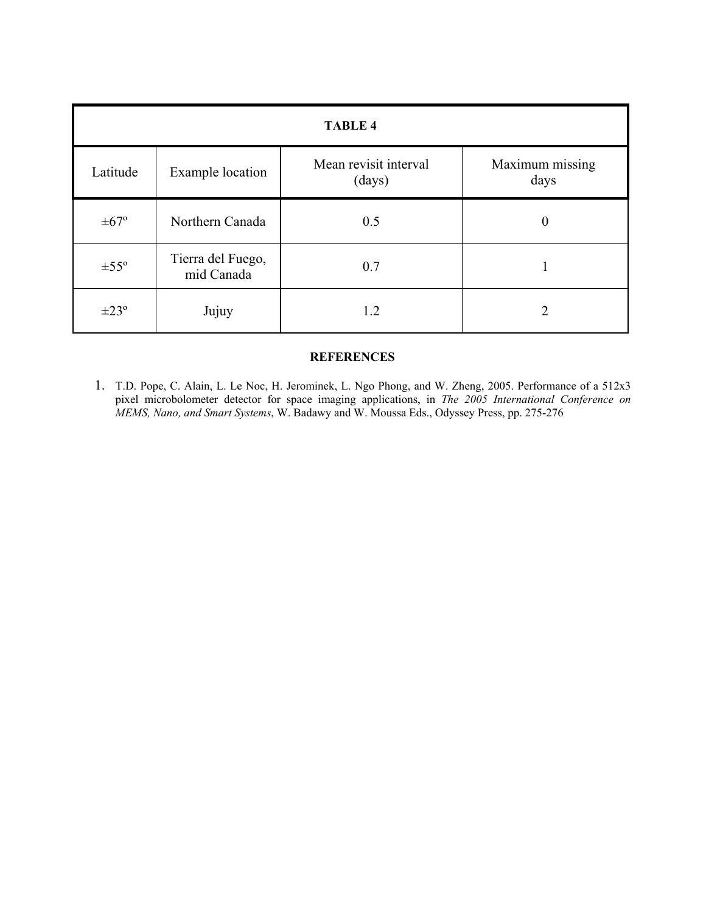**TABLE 4**

| Latitude | Example location | Mean revisit interval (days) | Maximum missing days |
| --- | --- | --- | --- |
| ±67º | Northern Canada | 0.5 | 0 |
| ±55º | Tierra del Fuego, mid Canada | 0.7 | 1 |
| ±23º | Jujuy | 1.2 | 2 |

## REFERENCES

1. T.D. Pope, C. Alain, L. Le Noc, H. Jerominek, L. Ngo Phong, and W. Zheng, 2005. Performance of a 512x3 pixel microbolometer detector for space imaging applications, in *The 2005 International Conference on MEMS, Nano, and Smart Systems*, W. Badawy and W. Moussa Eds., Odyssey Press, pp. 275-276